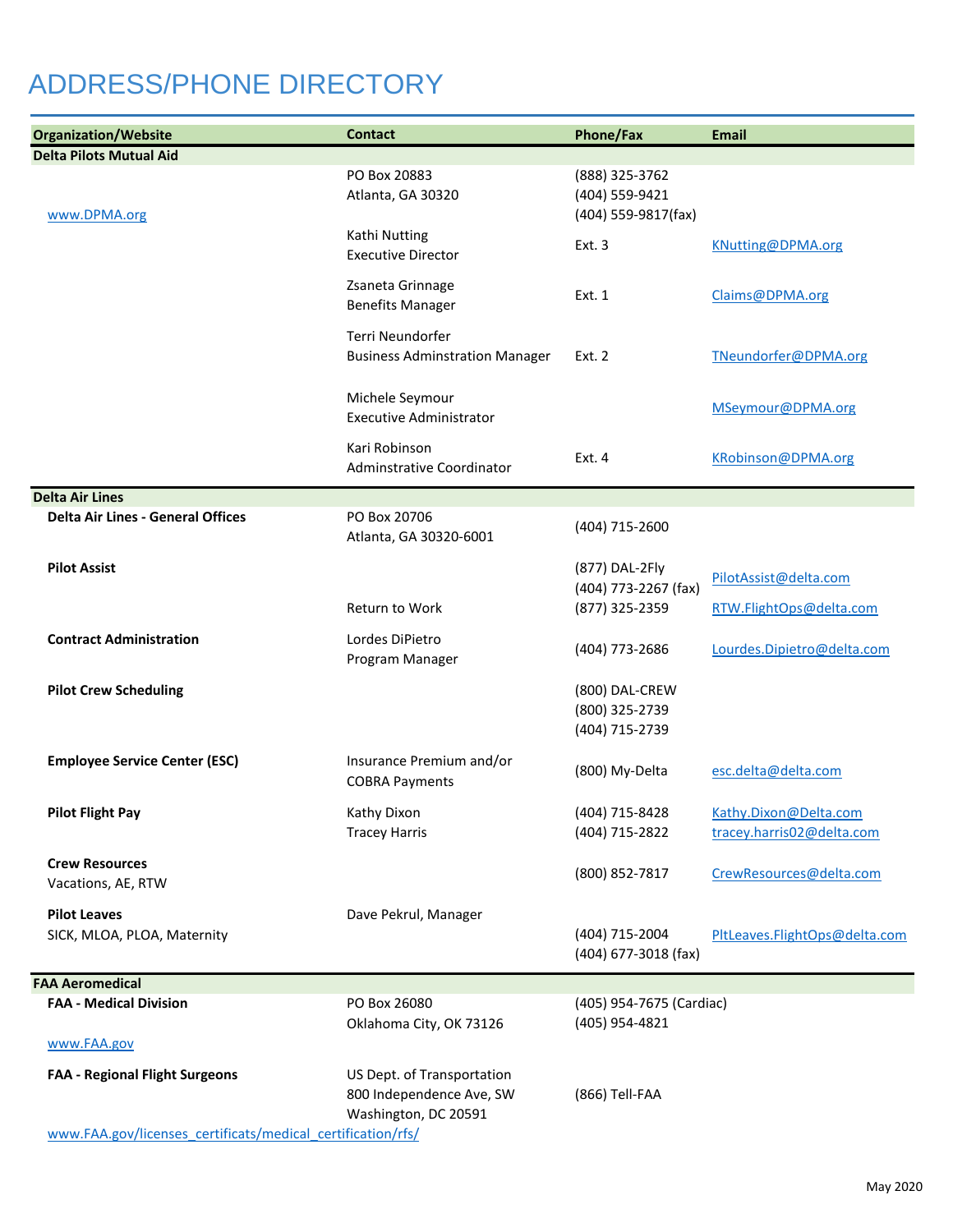# ADDRESS/PHONE DIRECTORY

| Organization/Website | Contact | Phone/Fax | Email |
|---|---|---|---|
| **Delta Pilots Mutual Aid** | | | |
| www.DPMA.org | PO Box 20883<br>Atlanta, GA 30320 | (888) 325-3762<br>(404) 559-9421<br>(404) 559-9817(fax) | |
| | Kathi Nutting<br>Executive Director | Ext. 3 | KNutting@DPMA.org |
| | Zsaneta Grinnage<br>Benefits Manager | Ext. 1 | Claims@DPMA.org |
| | Terri Neundorfer<br>Business Adminstration Manager | Ext. 2 | TNeundorfer@DPMA.org |
| | Michele Seymour<br>Executive Administrator | | MSeymour@DPMA.org |
| | Kari Robinson<br>Adminstrative Coordinator | Ext. 4 | KRobinson@DPMA.org |
| **Delta Air Lines** | | | |
| **Delta Air Lines - General Offices** | PO Box 20706<br>Atlanta, GA 30320-6001 | (404) 715-2600 | |
| **Pilot Assist** | | (877) DAL-2Fly<br>(404) 773-2267 (fax) | PilotAssist@delta.com |
| | Return to Work | (877) 325-2359 | RTW.FlightOps@delta.com |
| **Contract Administration** | Lordes DiPietro<br>Program Manager | (404) 773-2686 | Lourdes.Dipietro@delta.com |
| **Pilot Crew Scheduling** | | (800) DAL-CREW<br>(800) 325-2739<br>(404) 715-2739 | |
| **Employee Service Center (ESC)** | Insurance Premium and/or COBRA Payments | (800) My-Delta | esc.delta@delta.com |
| **Pilot Flight Pay** | Kathy Dixon<br>Tracey Harris | (404) 715-8428<br>(404) 715-2822 | Kathy.Dixon@Delta.com<br>tracey.harris02@delta.com |
| **Crew Resources**<br>Vacations, AE, RTW | | (800) 852-7817 | CrewResources@delta.com |
| **Pilot Leaves**<br>SICK, MLOA, PLOA, Maternity | Dave Pekrul, Manager | (404) 715-2004<br>(404) 677-3018 (fax) | PltLeaves.FlightOps@delta.com |
| **FAA Aeromedical** | | | |
| **FAA - Medical Division**<br>www.FAA.gov | PO Box 26080<br>Oklahoma City, OK 73126 | (405) 954-7675 (Cardiac)<br>(405) 954-4821 | |
| **FAA - Regional Flight Surgeons**<br>www.FAA.gov/licenses_certificats/medical_certification/rfs/ | US Dept. of Transportation<br>800 Independence Ave, SW<br>Washington, DC 20591 | (866) Tell-FAA | |

May 2020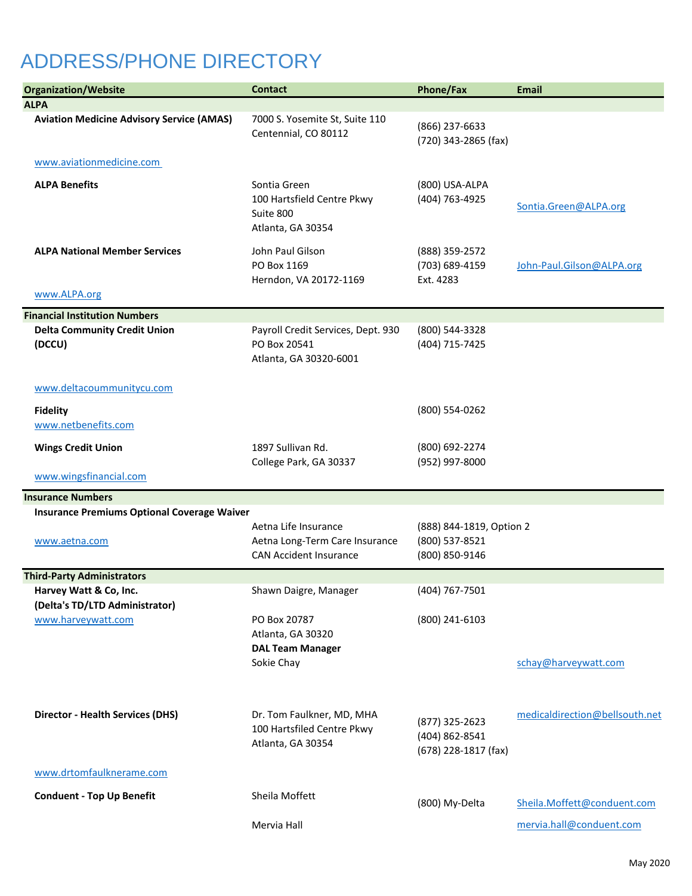# ADDRESS/PHONE DIRECTORY

| Organization/Website | Contact | Phone/Fax | Email |
|---|---|---|---|
| **ALPA** | | | |
| **Aviation Medicine Advisory Service (AMAS)** | 7000 S. Yosemite St, Suite 110<br>Centennial, CO 80112 | (866) 237-6633<br>(720) 343-2865 (fax) | |
| www.aviationmedicine.com | | | |
| **ALPA Benefits** | Sontia Green<br>100 Hartsfield Centre Pkwy<br>Suite 800<br>Atlanta, GA 30354 | (800) USA-ALPA<br>(404) 763-4925 | Sontia.Green@ALPA.org |
| **ALPA National Member Services** | John Paul Gilson<br>PO Box 1169<br>Herndon, VA 20172-1169 | (888) 359-2572<br>(703) 689-4159<br>Ext. 4283 | John-Paul.Gilson@ALPA.org |
| www.ALPA.org | | | |
| **Financial Institution Numbers** | | | |
| **Delta Community Credit Union (DCCU)** | Payroll Credit Services, Dept. 930<br>PO Box 20541<br>Atlanta, GA 30320-6001 | (800) 544-3328<br>(404) 715-7425 | |
| www.deltacoummunitycu.com | | | |
| **Fidelity**<br>www.netbenefits.com | | (800) 554-0262 | |
| **Wings Credit Union** | 1897 Sullivan Rd.<br>College Park, GA 30337 | (800) 692-2274<br>(952) 997-8000 | |
| www.wingsfinancial.com | | | |
| **Insurance Numbers** | | | |
| **Insurance Premiums Optional Coverage Waiver** | | | |
| www.aetna.com | Aetna Life Insurance<br>Aetna Long-Term Care Insurance<br>CAN Accident Insurance | (888) 844-1819, Option 2<br>(800) 537-8521<br>(800) 850-9146 | |
| **Third-Party Administrators** | | | |
| **Harvey Watt & Co, Inc.**<br>**(Delta's TD/LTD Administrator)** | Shawn Daigre, Manager | (404) 767-7501 | |
| www.harveywatt.com | PO Box 20787<br>Atlanta, GA 30320<br>**DAL Team Manager**<br>Sokie Chay | (800) 241-6103 | schay@harveywatt.com |
| **Director - Health Services (DHS)** | Dr. Tom Faulkner, MD, MHA<br>100 Hartsfiled Centre Pkwy<br>Atlanta, GA 30354 | (877) 325-2623<br>(404) 862-8541<br>(678) 228-1817 (fax) | medicaldirection@bellsouth.net |
| www.drtomfaulknerame.com | | | |
| **Conduent - Top Up Benefit** | Sheila Moffett | (800) My-Delta | Sheila.Moffett@conduent.com |
| | Mervia Hall | | mervia.hall@conduent.com |

May 2020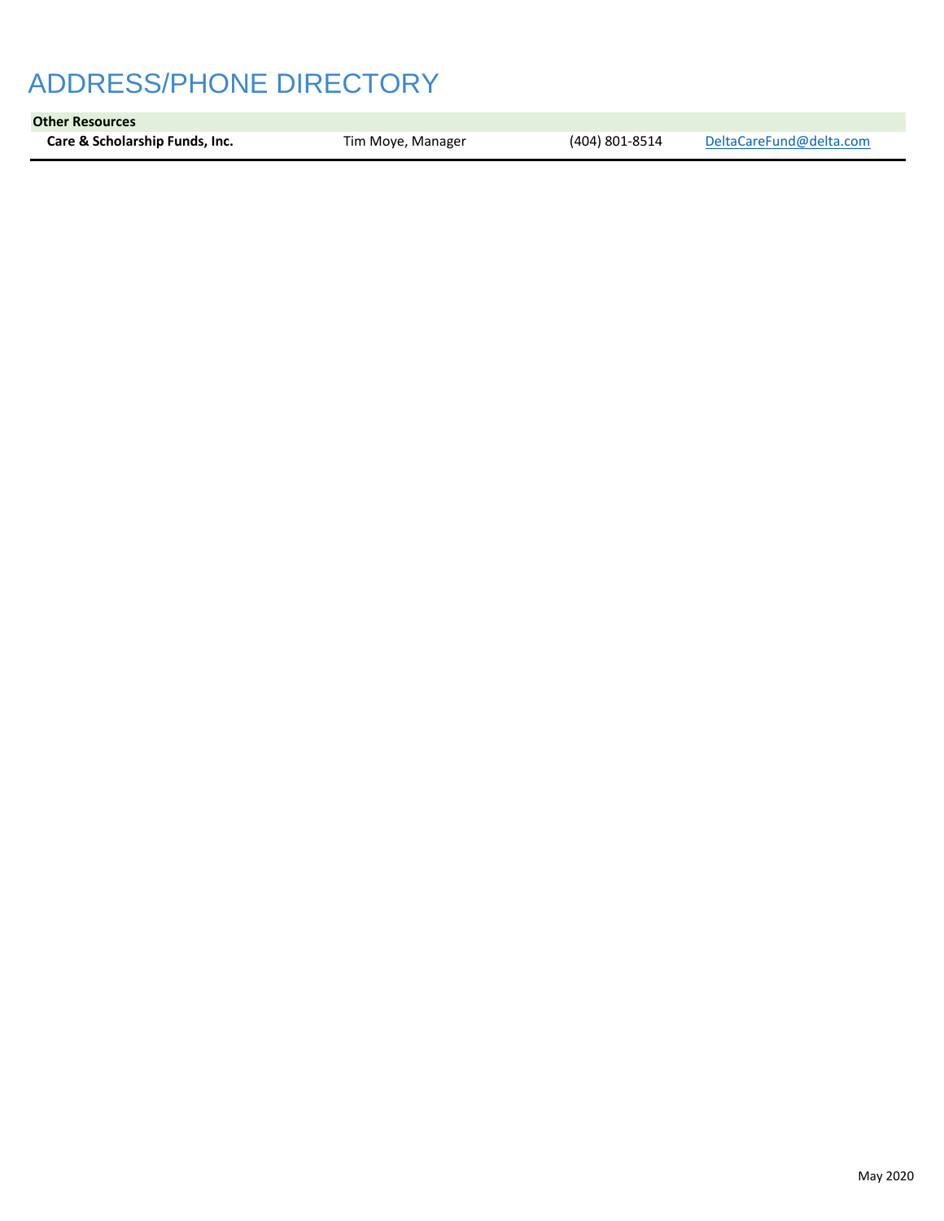# ADDRESS/PHONE DIRECTORY

| | | | |
|---|---|---|---|
| **Other Resources** | | | |
| **Care & Scholarship Funds, Inc.** | Tim Moye, Manager | (404) 801-8514 | DeltaCareFund@delta.com |

May 2020